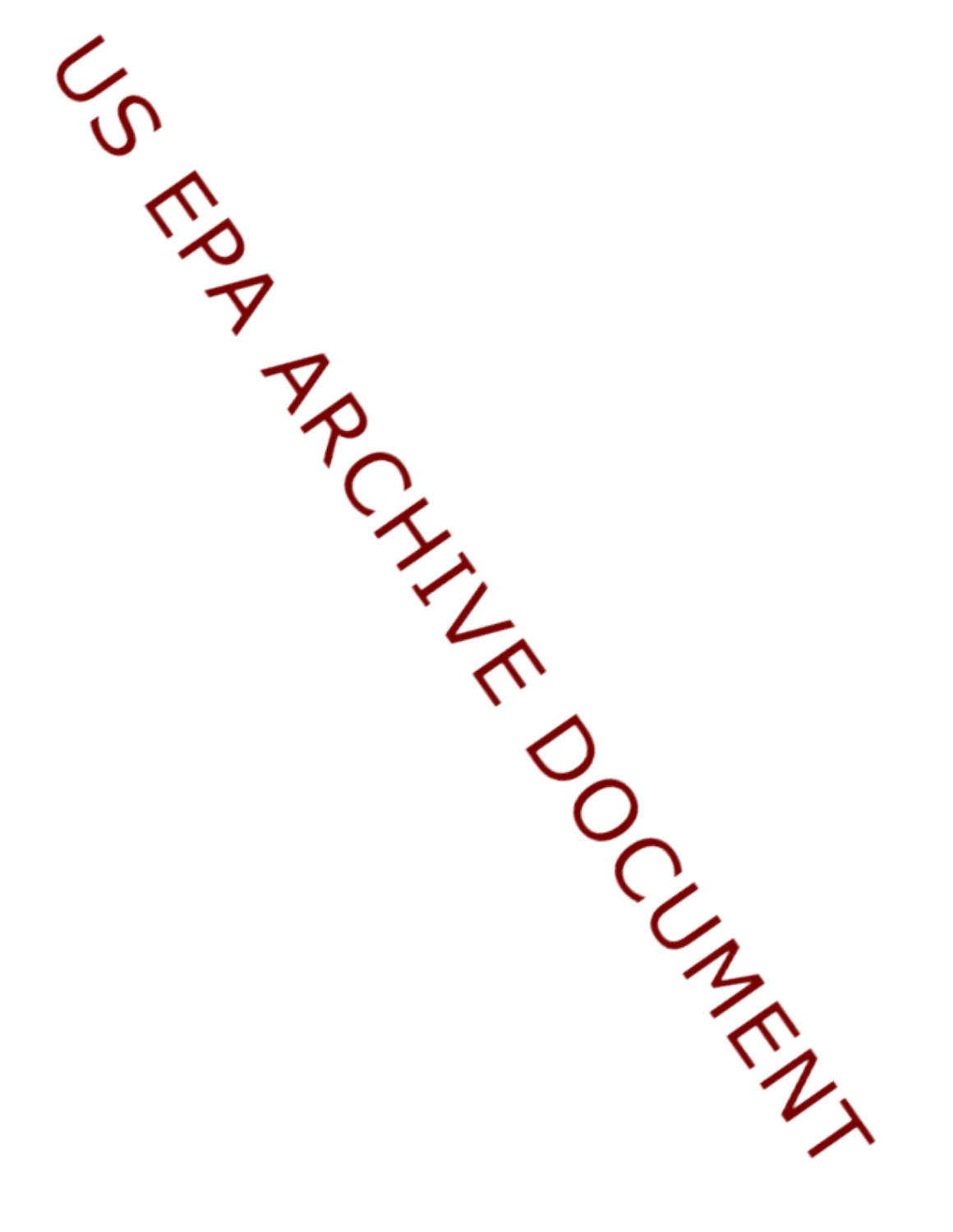US EPA ARCHIVE DOCUMENT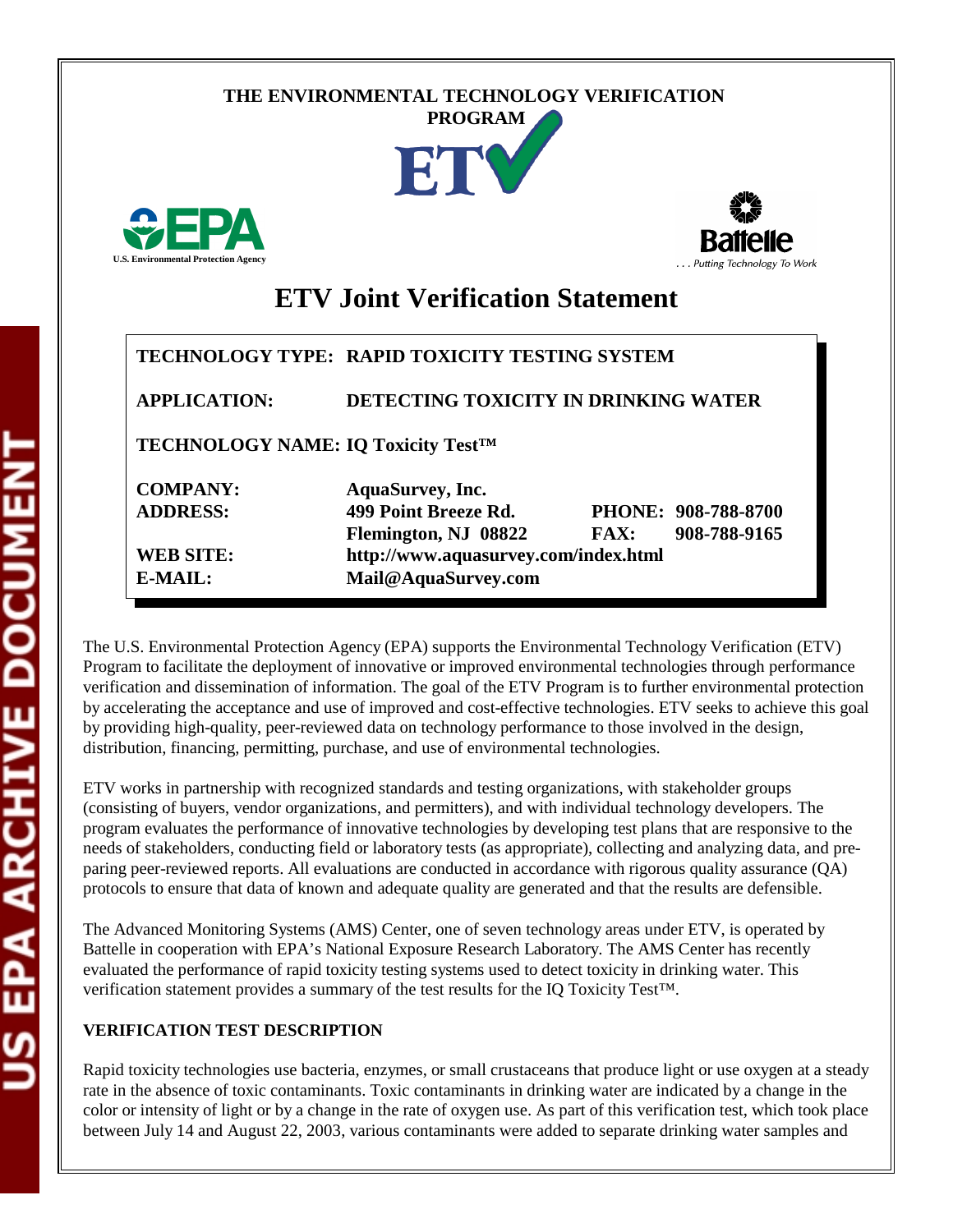# THE ENVIRONMENTAL TECHNOLOGY VERIFICATION PROGRAM

U.S. Environmental Protection Agency

Battelle
. . . Putting Technology To Work

# ETV Joint Verification Statement

| | | | |
|---|---|---|---|
| **TECHNOLOGY TYPE:** | **RAPID TOXICITY TESTING SYSTEM** | | |
| **APPLICATION:** | **DETECTING TOXICITY IN DRINKING WATER** | | |
| **TECHNOLOGY NAME:** | **IQ Toxicity Test™** | | |
| **COMPANY:** | **AquaSurvey, Inc.** | | |
| **ADDRESS:** | **499 Point Breeze Rd.** | **PHONE:** | **908-788-8700** |
| | **Flemington, NJ 08822** | **FAX:** | **908-788-9165** |
| **WEB SITE:** | **http://www.aquasurvey.com/index.html** | | |
| **E-MAIL:** | **Mail@AquaSurvey.com** | | |

The U.S. Environmental Protection Agency (EPA) supports the Environmental Technology Verification (ETV) Program to facilitate the deployment of innovative or improved environmental technologies through performance verification and dissemination of information. The goal of the ETV Program is to further environmental protection by accelerating the acceptance and use of improved and cost-effective technologies. ETV seeks to achieve this goal by providing high-quality, peer-reviewed data on technology performance to those involved in the design, distribution, financing, permitting, purchase, and use of environmental technologies.

ETV works in partnership with recognized standards and testing organizations, with stakeholder groups (consisting of buyers, vendor organizations, and permitters), and with individual technology developers. The program evaluates the performance of innovative technologies by developing test plans that are responsive to the needs of stakeholders, conducting field or laboratory tests (as appropriate), collecting and analyzing data, and preparing peer-reviewed reports. All evaluations are conducted in accordance with rigorous quality assurance (QA) protocols to ensure that data of known and adequate quality are generated and that the results are defensible.

The Advanced Monitoring Systems (AMS) Center, one of seven technology areas under ETV, is operated by Battelle in cooperation with EPA's National Exposure Research Laboratory. The AMS Center has recently evaluated the performance of rapid toxicity testing systems used to detect toxicity in drinking water. This verification statement provides a summary of the test results for the IQ Toxicity Test™.

## VERIFICATION TEST DESCRIPTION

Rapid toxicity technologies use bacteria, enzymes, or small crustaceans that produce light or use oxygen at a steady rate in the absence of toxic contaminants. Toxic contaminants in drinking water are indicated by a change in the color or intensity of light or by a change in the rate of oxygen use. As part of this verification test, which took place between July 14 and August 22, 2003, various contaminants were added to separate drinking water samples and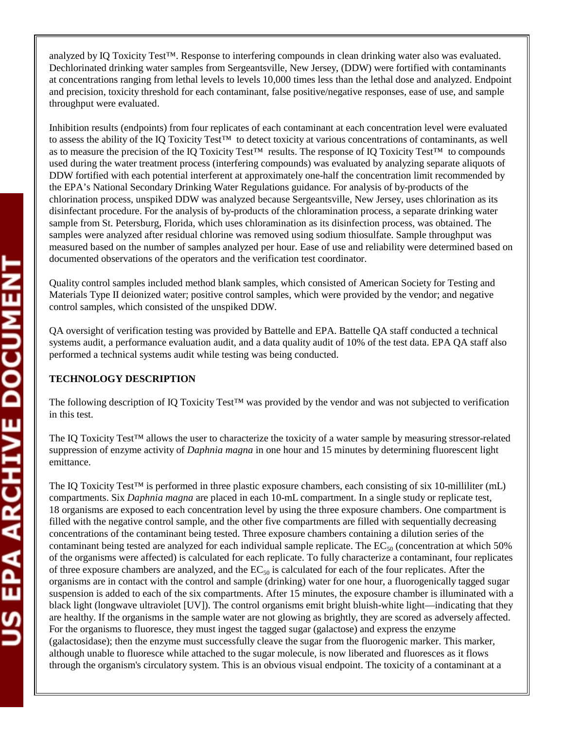analyzed by IQ Toxicity Test™. Response to interfering compounds in clean drinking water also was evaluated. Dechlorinated drinking water samples from Sergeantsville, New Jersey, (DDW) were fortified with contaminants at concentrations ranging from lethal levels to levels 10,000 times less than the lethal dose and analyzed. Endpoint and precision, toxicity threshold for each contaminant, false positive/negative responses, ease of use, and sample throughput were evaluated.

Inhibition results (endpoints) from four replicates of each contaminant at each concentration level were evaluated to assess the ability of the IQ Toxicity Test™ to detect toxicity at various concentrations of contaminants, as well as to measure the precision of the IQ Toxicity Test™ results. The response of IQ Toxicity Test™ to compounds used during the water treatment process (interfering compounds) was evaluated by analyzing separate aliquots of DDW fortified with each potential interferent at approximately one-half the concentration limit recommended by the EPA's National Secondary Drinking Water Regulations guidance. For analysis of by-products of the chlorination process, unspiked DDW was analyzed because Sergeantsville, New Jersey, uses chlorination as its disinfectant procedure. For the analysis of by-products of the chloramination process, a separate drinking water sample from St. Petersburg, Florida, which uses chloramination as its disinfection process, was obtained. The samples were analyzed after residual chlorine was removed using sodium thiosulfate. Sample throughput was measured based on the number of samples analyzed per hour. Ease of use and reliability were determined based on documented observations of the operators and the verification test coordinator.

Quality control samples included method blank samples, which consisted of American Society for Testing and Materials Type II deionized water; positive control samples, which were provided by the vendor; and negative control samples, which consisted of the unspiked DDW.

QA oversight of verification testing was provided by Battelle and EPA. Battelle QA staff conducted a technical systems audit, a performance evaluation audit, and a data quality audit of 10% of the test data. EPA QA staff also performed a technical systems audit while testing was being conducted.

**TECHNOLOGY DESCRIPTION**

The following description of IQ Toxicity Test™ was provided by the vendor and was not subjected to verification in this test.

The IQ Toxicity Test™ allows the user to characterize the toxicity of a water sample by measuring stressor-related suppression of enzyme activity of *Daphnia magna* in one hour and 15 minutes by determining fluorescent light emittance.

The IQ Toxicity Test™ is performed in three plastic exposure chambers, each consisting of six 10-milliliter (mL) compartments. Six *Daphnia magna* are placed in each 10-mL compartment. In a single study or replicate test, 18 organisms are exposed to each concentration level by using the three exposure chambers. One compartment is filled with the negative control sample, and the other five compartments are filled with sequentially decreasing concentrations of the contaminant being tested. Three exposure chambers containing a dilution series of the contaminant being tested are analyzed for each individual sample replicate. The $EC_{50}$ (concentration at which 50% of the organisms were affected) is calculated for each replicate. To fully characterize a contaminant, four replicates of three exposure chambers are analyzed, and the $EC_{50}$ is calculated for each of the four replicates. After the organisms are in contact with the control and sample (drinking) water for one hour, a fluorogenically tagged sugar suspension is added to each of the six compartments. After 15 minutes, the exposure chamber is illuminated with a black light (longwave ultraviolet [UV]). The control organisms emit bright bluish-white light—indicating that they are healthy. If the organisms in the sample water are not glowing as brightly, they are scored as adversely affected. For the organisms to fluoresce, they must ingest the tagged sugar (galactose) and express the enzyme (galactosidase); then the enzyme must successfully cleave the sugar from the fluorogenic marker. This marker, although unable to fluoresce while attached to the sugar molecule, is now liberated and fluoresces as it flows through the organism's circulatory system. This is an obvious visual endpoint. The toxicity of a contaminant at a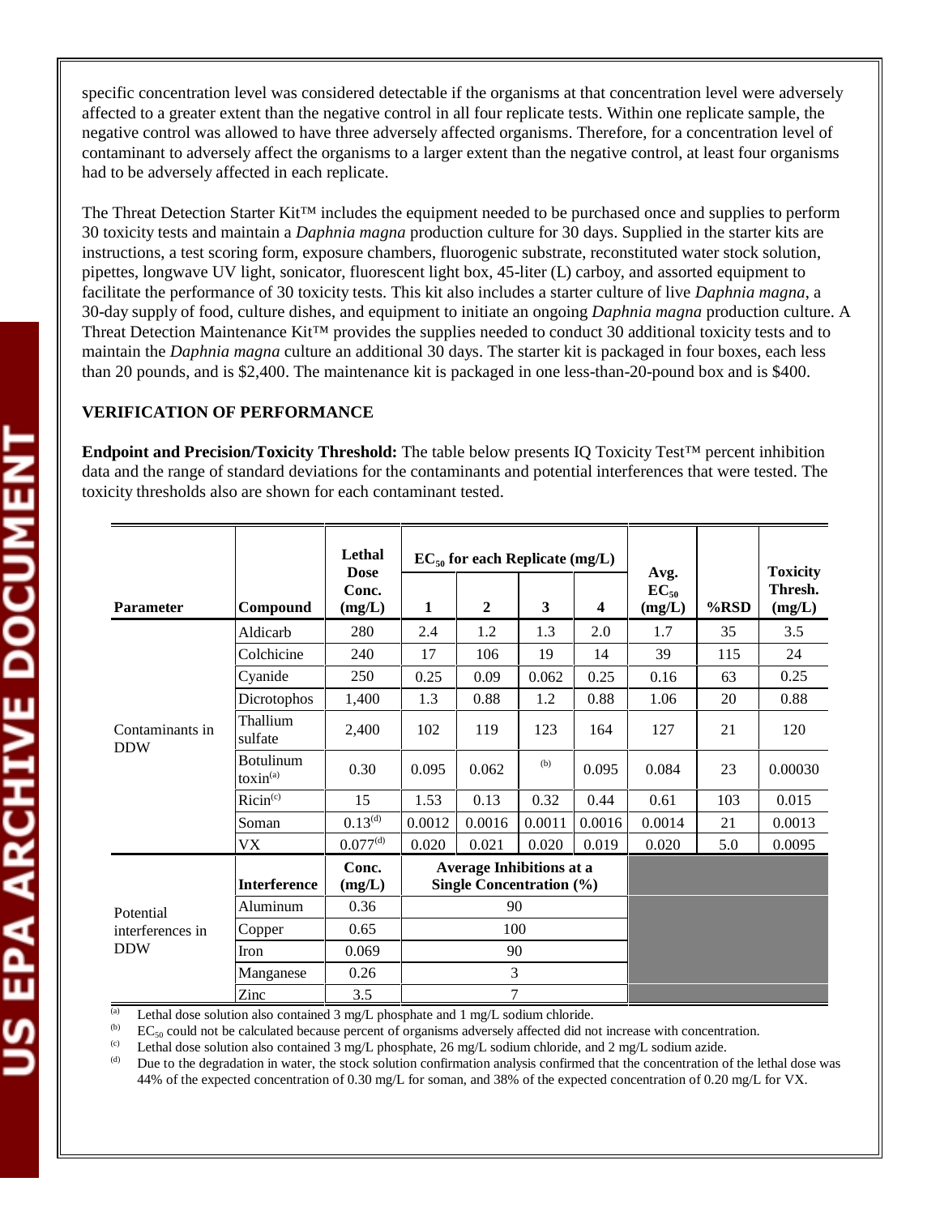specific concentration level was considered detectable if the organisms at that concentration level were adversely affected to a greater extent than the negative control in all four replicate tests. Within one replicate sample, the negative control was allowed to have three adversely affected organisms. Therefore, for a concentration level of contaminant to adversely affect the organisms to a larger extent than the negative control, at least four organisms had to be adversely affected in each replicate.

The Threat Detection Starter Kit™ includes the equipment needed to be purchased once and supplies to perform 30 toxicity tests and maintain a *Daphnia magna* production culture for 30 days. Supplied in the starter kits are instructions, a test scoring form, exposure chambers, fluorogenic substrate, reconstituted water stock solution, pipettes, longwave UV light, sonicator, fluorescent light box, 45-liter (L) carboy, and assorted equipment to facilitate the performance of 30 toxicity tests. This kit also includes a starter culture of live *Daphnia magna*, a 30-day supply of food, culture dishes, and equipment to initiate an ongoing *Daphnia magna* production culture. A Threat Detection Maintenance Kit™ provides the supplies needed to conduct 30 additional toxicity tests and to maintain the *Daphnia magna* culture an additional 30 days. The starter kit is packaged in four boxes, each less than 20 pounds, and is $2,400. The maintenance kit is packaged in one less-than-20-pound box and is $400.

## VERIFICATION OF PERFORMANCE

**Endpoint and Precision/Toxicity Threshold:** The table below presents IQ Toxicity Test™ percent inhibition data and the range of standard deviations for the contaminants and potential interferences that were tested. The toxicity thresholds also are shown for each contaminant tested.

| Parameter | Compound | Lethal Dose Conc. (mg/L) | $EC_{50}$ for each Replicate (mg/L) 1 | 2 | 3 | 4 | Avg. $EC_{50}$ (mg/L) | %RSD | Toxicity Thresh. (mg/L) |
|---|---|---|---|---|---|---|---|---|---|
| Contaminants in DDW | Aldicarb | 280 | 2.4 | 1.2 | 1.3 | 2.0 | 1.7 | 35 | 3.5 |
| | Colchicine | 240 | 17 | 106 | 19 | 14 | 39 | 115 | 24 |
| | Cyanide | 250 | 0.25 | 0.09 | 0.062 | 0.25 | 0.16 | 63 | 0.25 |
| | Dicrotophos | 1,400 | 1.3 | 0.88 | 1.2 | 0.88 | 1.06 | 20 | 0.88 |
| | Thallium sulfate | 2,400 | 102 | 119 | 123 | 164 | 127 | 21 | 120 |
| | Botulinum toxin[a] | 0.30 | 0.095 | 0.062 | [b] | 0.095 | 0.084 | 23 | 0.00030 |
| | Ricin[c] | 15 | 1.53 | 0.13 | 0.32 | 0.44 | 0.61 | 103 | 0.015 |
| | Soman | 0.13[d] | 0.0012 | 0.0016 | 0.0011 | 0.0016 | 0.0014 | 21 | 0.0013 |
| | VX | 0.077[d] | 0.020 | 0.021 | 0.020 | 0.019 | 0.020 | 5.0 | 0.0095 |
| Potential interferences in DDW | **Interference** | **Conc. (mg/L)** | **Average Inhibitions at a Single Concentration (%)** | | | | | | |
| | Aluminum | 0.36 | 90 | | | | | | |
| | Copper | 0.65 | 100 | | | | | | |
| | Iron | 0.069 | 90 | | | | | | |
| | Manganese | 0.26 | 3 | | | | | | |
| | Zinc | 3.5 | 7 | | | | | | |

[a] Lethal dose solution also contained 3 mg/L phosphate and 1 mg/L sodium chloride.

[b] $EC_{50}$ could not be calculated because percent of organisms adversely affected did not increase with concentration.

[c] Lethal dose solution also contained 3 mg/L phosphate, 26 mg/L sodium chloride, and 2 mg/L sodium azide.

[d] Due to the degradation in water, the stock solution confirmation analysis confirmed that the concentration of the lethal dose was 44% of the expected concentration of 0.30 mg/L for soman, and 38% of the expected concentration of 0.20 mg/L for VX.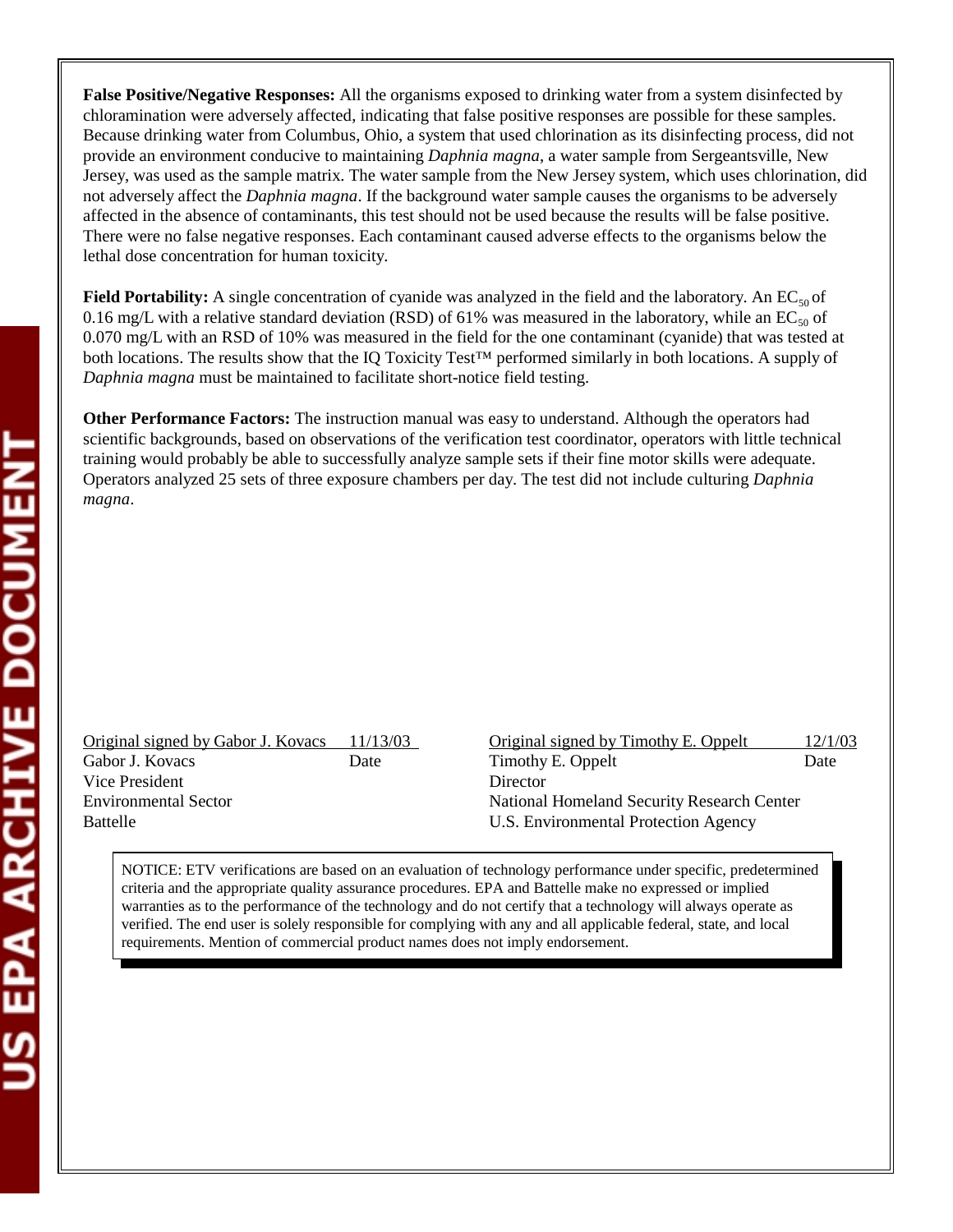**False Positive/Negative Responses:** All the organisms exposed to drinking water from a system disinfected by chloramination were adversely affected, indicating that false positive responses are possible for these samples. Because drinking water from Columbus, Ohio, a system that used chlorination as its disinfecting process, did not provide an environment conducive to maintaining *Daphnia magna*, a water sample from Sergeantsville, New Jersey, was used as the sample matrix. The water sample from the New Jersey system, which uses chlorination, did not adversely affect the *Daphnia magna*. If the background water sample causes the organisms to be adversely affected in the absence of contaminants, this test should not be used because the results will be false positive. There were no false negative responses. Each contaminant caused adverse effects to the organisms below the lethal dose concentration for human toxicity.

**Field Portability:** A single concentration of cyanide was analyzed in the field and the laboratory. An $EC_{50}$ of 0.16 mg/L with a relative standard deviation (RSD) of 61% was measured in the laboratory, while an $EC_{50}$ of 0.070 mg/L with an RSD of 10% was measured in the field for the one contaminant (cyanide) that was tested at both locations. The results show that the IQ Toxicity Test™ performed similarly in both locations. A supply of *Daphnia magna* must be maintained to facilitate short-notice field testing.

**Other Performance Factors:** The instruction manual was easy to understand. Although the operators had scientific backgrounds, based on observations of the verification test coordinator, operators with little technical training would probably be able to successfully analyze sample sets if their fine motor skills were adequate. Operators analyzed 25 sets of three exposure chambers per day. The test did not include culturing *Daphnia magna*.

Original signed by Gabor J. Kovacs 11/13/03
Gabor J. Kovacs Date
Vice President
Environmental Sector
Battelle

Original signed by Timothy E. Oppelt 12/1/03
Timothy E. Oppelt Date
Director
National Homeland Security Research Center
U.S. Environmental Protection Agency

NOTICE: ETV verifications are based on an evaluation of technology performance under specific, predetermined criteria and the appropriate quality assurance procedures. EPA and Battelle make no expressed or implied warranties as to the performance of the technology and do not certify that a technology will always operate as verified. The end user is solely responsible for complying with any and all applicable federal, state, and local requirements. Mention of commercial product names does not imply endorsement.